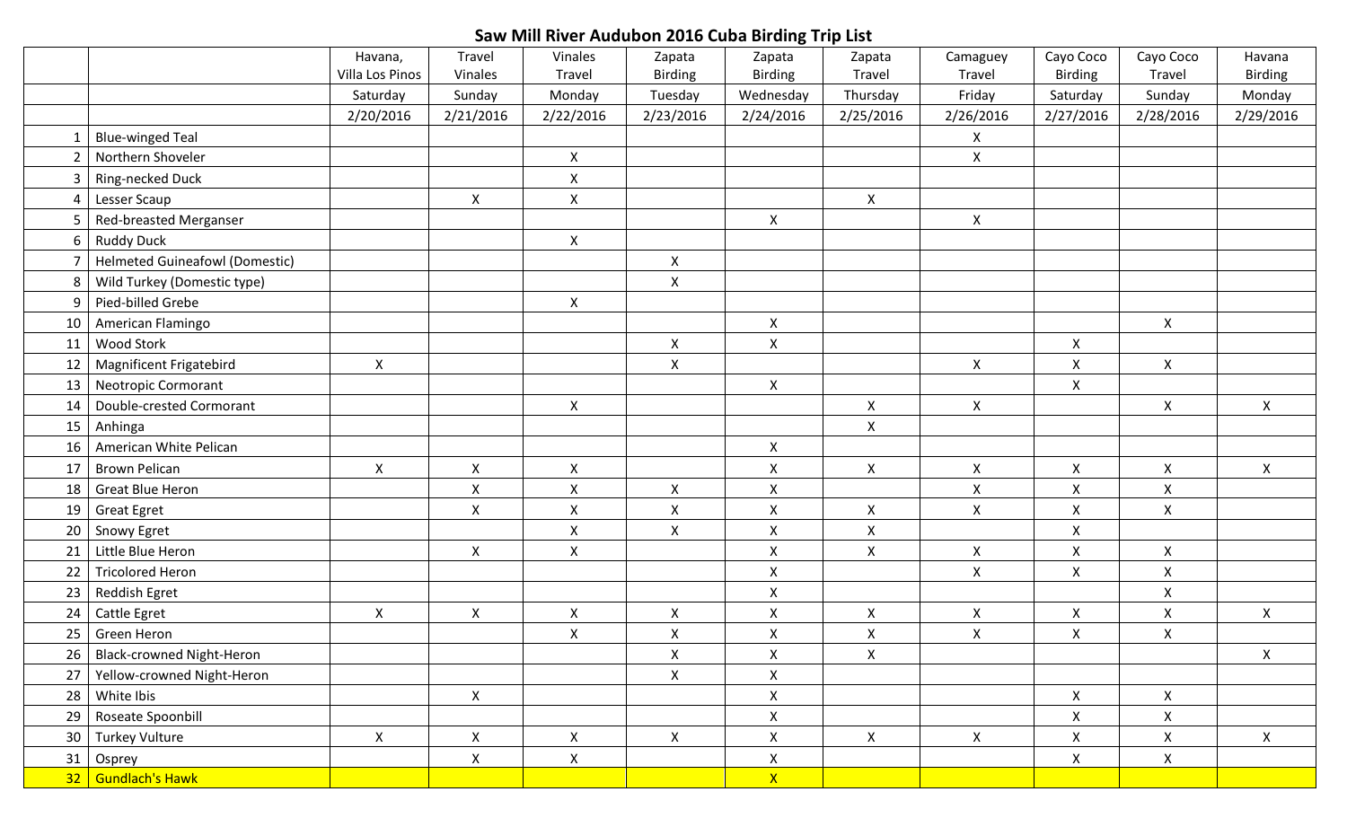# Saw Mill River Audubon 2016 Cuba Birding Trip List

| | | Havana, Villa Los Pinos | Travel Vinales | Vinales Travel | Zapata Birding | Zapata Birding | Zapata Travel | Camaguey Travel | Cayo Coco Birding | Cayo Coco Travel | Havana Birding |
|---|---|---|---|---|---|---|---|---|---|---|---|
| | | Saturday | Sunday | Monday | Tuesday | Wednesday | Thursday | Friday | Saturday | Sunday | Monday |
| | | 2/20/2016 | 2/21/2016 | 2/22/2016 | 2/23/2016 | 2/24/2016 | 2/25/2016 | 2/26/2016 | 2/27/2016 | 2/28/2016 | 2/29/2016 |
| 1 | Blue-winged Teal | | | | | | | X | | | |
| 2 | Northern Shoveler | | | X | | | | X | | | |
| 3 | Ring-necked Duck | | | X | | | | | | | |
| 4 | Lesser Scaup | | X | X | | | X | | | | |
| 5 | Red-breasted Merganser | | | | | X | | X | | | |
| 6 | Ruddy Duck | | | X | | | | | | | |
| 7 | Helmeted Guineafowl (Domestic) | | | | X | | | | | | |
| 8 | Wild Turkey (Domestic type) | | | | X | | | | | | |
| 9 | Pied-billed Grebe | | | X | | | | | | | |
| 10 | American Flamingo | | | | | X | | | | X | |
| 11 | Wood Stork | | | | X | X | | | X | | |
| 12 | Magnificent Frigatebird | X | | | X | | | X | X | X | |
| 13 | Neotropic Cormorant | | | | | X | | | X | | |
| 14 | Double-crested Cormorant | | | X | | | X | X | | X | X |
| 15 | Anhinga | | | | | | X | | | | |
| 16 | American White Pelican | | | | | X | | | | | |
| 17 | Brown Pelican | X | X | X | | X | X | X | X | X | X |
| 18 | Great Blue Heron | | X | X | X | X | | X | X | X | |
| 19 | Great Egret | | X | X | X | X | X | X | X | X | |
| 20 | Snowy Egret | | | X | X | X | X | | X | | |
| 21 | Little Blue Heron | | X | X | | X | X | X | X | X | |
| 22 | Tricolored Heron | | | | | X | | X | X | X | |
| 23 | Reddish Egret | | | | | X | | | | X | |
| 24 | Cattle Egret | X | X | X | X | X | X | X | X | X | X |
| 25 | Green Heron | | | X | X | X | X | X | X | X | |
| 26 | Black-crowned Night-Heron | | | | X | X | X | | | | X |
| 27 | Yellow-crowned Night-Heron | | | | X | X | | | | | |
| 28 | White Ibis | | X | | | X | | | X | X | |
| 29 | Roseate Spoonbill | | | | | X | | | X | X | |
| 30 | Turkey Vulture | X | X | X | X | X | X | X | X | X | X |
| 31 | Osprey | | X | X | | X | | | X | X | |
| 32 | Gundlach's Hawk | | | | | X | | | | | |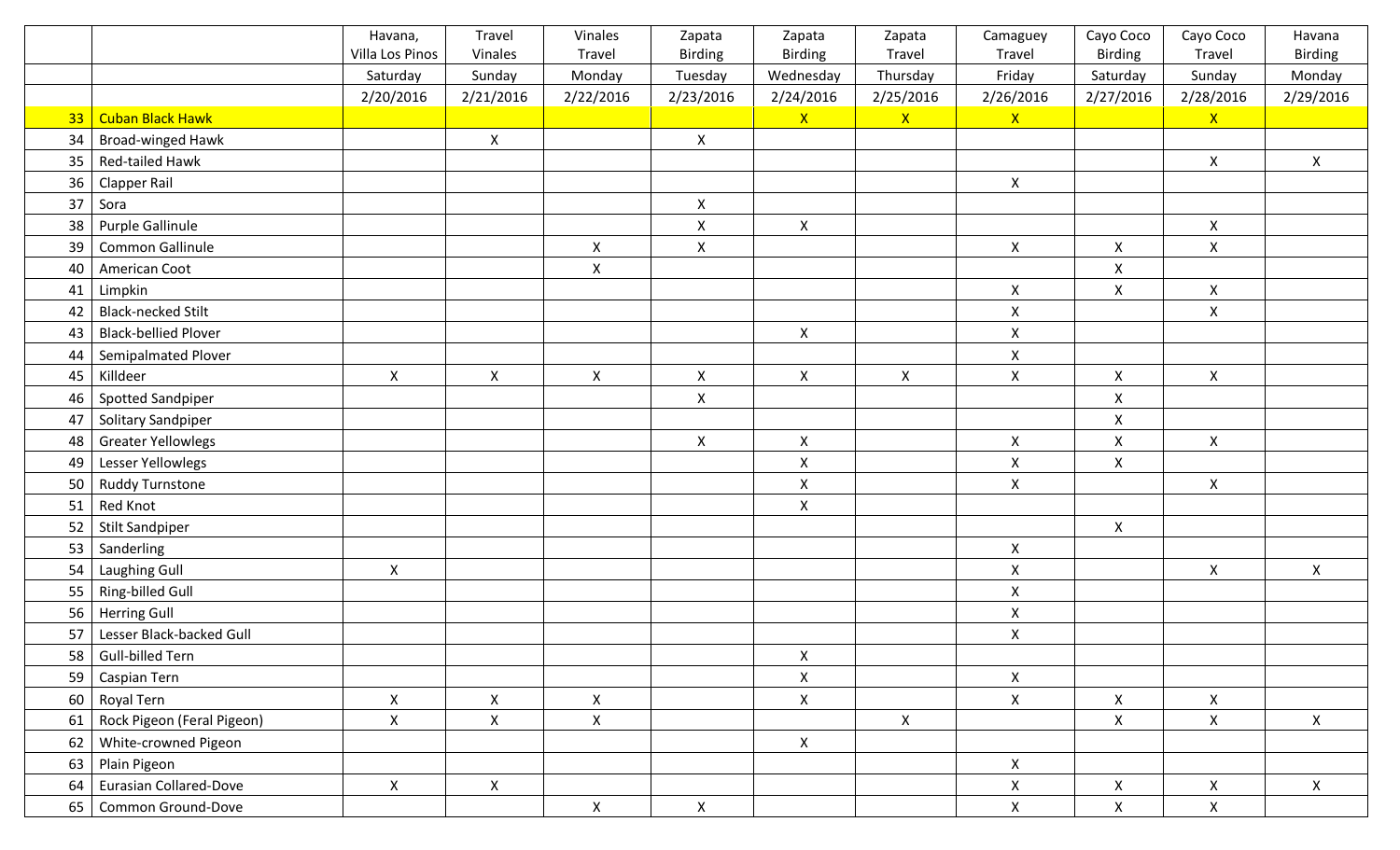| | | Havana, Villa Los Pinos | Travel Vinales | Vinales Travel | Zapata Birding | Zapata Birding | Zapata Travel | Camaguey Travel | Cayo Coco Birding | Cayo Coco Travel | Havana Birding |
|---|---|---|---|---|---|---|---|---|---|---|---|
| | | Saturday | Sunday | Monday | Tuesday | Wednesday | Thursday | Friday | Saturday | Sunday | Monday |
| | | 2/20/2016 | 2/21/2016 | 2/22/2016 | 2/23/2016 | 2/24/2016 | 2/25/2016 | 2/26/2016 | 2/27/2016 | 2/28/2016 | 2/29/2016 |
| 33 | Cuban Black Hawk | | | | | X | X | X | | X | |
| 34 | Broad-winged Hawk | | X | | X | | | | | | |
| 35 | Red-tailed Hawk | | | | | | | | | X | X |
| 36 | Clapper Rail | | | | | | | X | | | |
| 37 | Sora | | | | X | | | | | | |
| 38 | Purple Gallinule | | | | X | X | | | | X | |
| 39 | Common Gallinule | | | X | X | | | X | X | X | |
| 40 | American Coot | | | X | | | | | X | | |
| 41 | Limpkin | | | | | | | X | X | X | |
| 42 | Black-necked Stilt | | | | | | | X | | X | |
| 43 | Black-bellied Plover | | | | | X | | X | | | |
| 44 | Semipalmated Plover | | | | | | | X | | | |
| 45 | Killdeer | X | X | X | X | X | X | X | X | X | |
| 46 | Spotted Sandpiper | | | | X | | | | X | | |
| 47 | Solitary Sandpiper | | | | | | | | X | | |
| 48 | Greater Yellowlegs | | | | X | X | | X | X | X | |
| 49 | Lesser Yellowlegs | | | | | X | | X | X | | |
| 50 | Ruddy Turnstone | | | | | X | | X | | X | |
| 51 | Red Knot | | | | | X | | | | | |
| 52 | Stilt Sandpiper | | | | | | | | X | | |
| 53 | Sanderling | | | | | | | X | | | |
| 54 | Laughing Gull | X | | | | | | X | | X | X |
| 55 | Ring-billed Gull | | | | | | | X | | | |
| 56 | Herring Gull | | | | | | | X | | | |
| 57 | Lesser Black-backed Gull | | | | | | | X | | | |
| 58 | Gull-billed Tern | | | | | X | | | | | |
| 59 | Caspian Tern | | | | | X | | X | | | |
| 60 | Royal Tern | X | X | X | | X | | X | X | X | |
| 61 | Rock Pigeon (Feral Pigeon) | X | X | X | | | X | | X | X | X |
| 62 | White-crowned Pigeon | | | | | X | | | | | |
| 63 | Plain Pigeon | | | | | | | X | | | |
| 64 | Eurasian Collared-Dove | X | X | | | | | X | X | X | X |
| 65 | Common Ground-Dove | | | X | X | | | X | X | X | |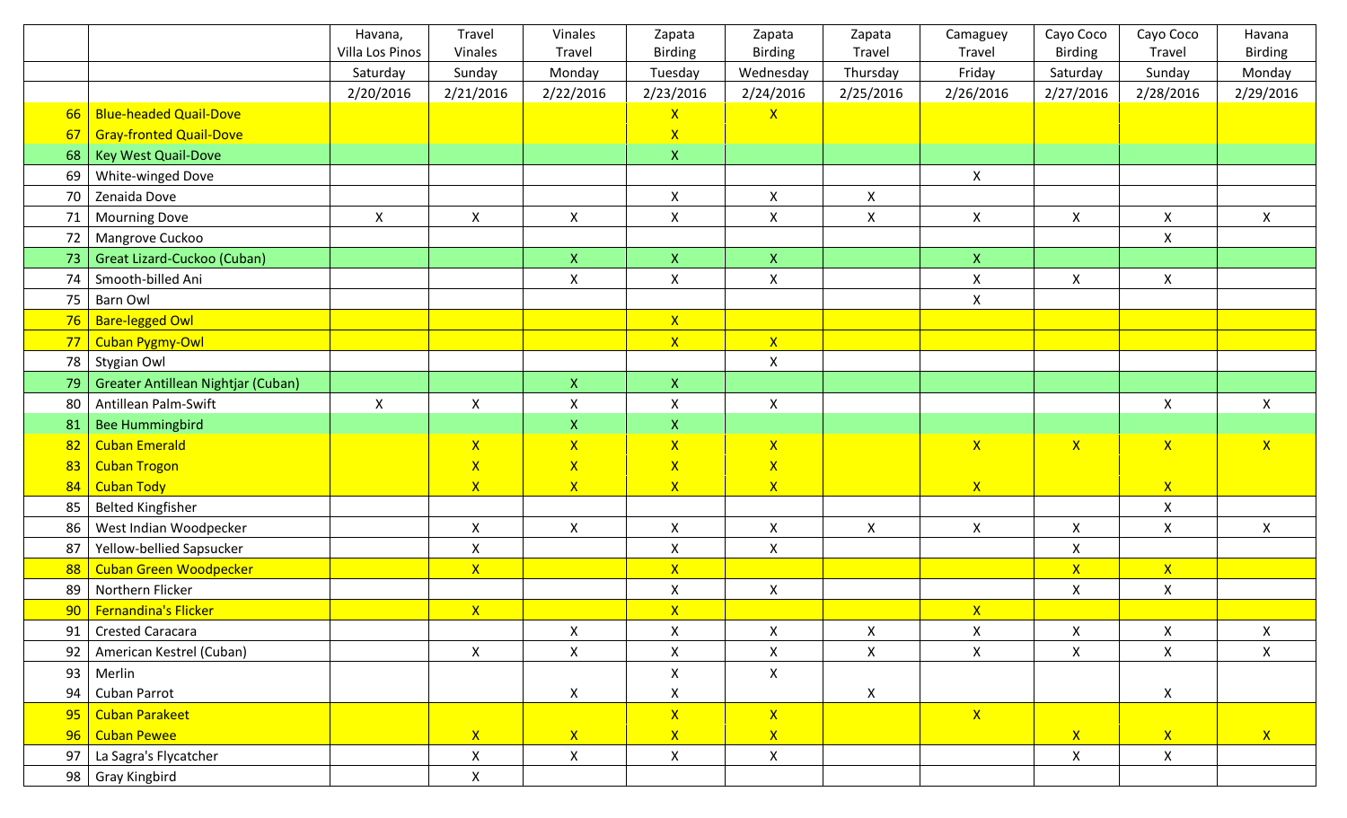| | | Havana, Villa Los Pinos | Travel Vinales | Vinales Travel | Zapata Birding | Zapata Birding | Zapata Travel | Camaguey Travel | Cayo Coco Birding | Cayo Coco Travel | Havana Birding |
|---|---|---|---|---|---|---|---|---|---|---|---|
| | | Saturday | Sunday | Monday | Tuesday | Wednesday | Thursday | Friday | Saturday | Sunday | Monday |
| | | 2/20/2016 | 2/21/2016 | 2/22/2016 | 2/23/2016 | 2/24/2016 | 2/25/2016 | 2/26/2016 | 2/27/2016 | 2/28/2016 | 2/29/2016 |
| 66 | Blue-headed Quail-Dove | | | | X | X | | | | | |
| 67 | Gray-fronted Quail-Dove | | | | X | | | | | | |
| 68 | Key West Quail-Dove | | | | X | | | | | | |
| 69 | White-winged Dove | | | | | | | X | | | |
| 70 | Zenaida Dove | | | | X | X | X | | | | |
| 71 | Mourning Dove | X | X | X | X | X | X | X | X | X | X |
| 72 | Mangrove Cuckoo | | | | | | | | | X | |
| 73 | Great Lizard-Cuckoo (Cuban) | | | X | X | X | | X | | | |
| 74 | Smooth-billed Ani | | | X | X | X | | X | X | X | |
| 75 | Barn Owl | | | | | | | X | | | |
| 76 | Bare-legged Owl | | | | X | | | | | | |
| 77 | Cuban Pygmy-Owl | | | | X | X | | | | | |
| 78 | Stygian Owl | | | | | X | | | | | |
| 79 | Greater Antillean Nightjar (Cuban) | | | X | X | | | | | | |
| 80 | Antillean Palm-Swift | X | X | X | X | X | | | | X | X |
| 81 | Bee Hummingbird | | | X | X | | | | | | |
| 82 | Cuban Emerald | | X | X | X | X | | X | X | X | X |
| 83 | Cuban Trogon | | X | X | X | X | | | | | |
| 84 | Cuban Tody | | X | X | X | X | | X | | X | |
| 85 | Belted Kingfisher | | | | | | | | | X | |
| 86 | West Indian Woodpecker | | X | X | X | X | X | X | X | X | X |
| 87 | Yellow-bellied Sapsucker | | X | | X | X | | | X | | |
| 88 | Cuban Green Woodpecker | | X | | X | | | | X | X | |
| 89 | Northern Flicker | | | | X | X | | | X | X | |
| 90 | Fernandina's Flicker | | X | | X | | | X | | | |
| 91 | Crested Caracara | | | X | X | X | X | X | X | X | X |
| 92 | American Kestrel (Cuban) | | X | X | X | X | X | X | X | X | X |
| 93 | Merlin | | | | X | X | | | | | |
| 94 | Cuban Parrot | | | X | X | | X | | | X | |
| 95 | Cuban Parakeet | | | | X | X | | X | | | |
| 96 | Cuban Pewee | | X | X | X | X | | | X | X | X |
| 97 | La Sagra's Flycatcher | | X | X | X | X | | | X | X | |
| 98 | Gray Kingbird | | X | | | | | | | | |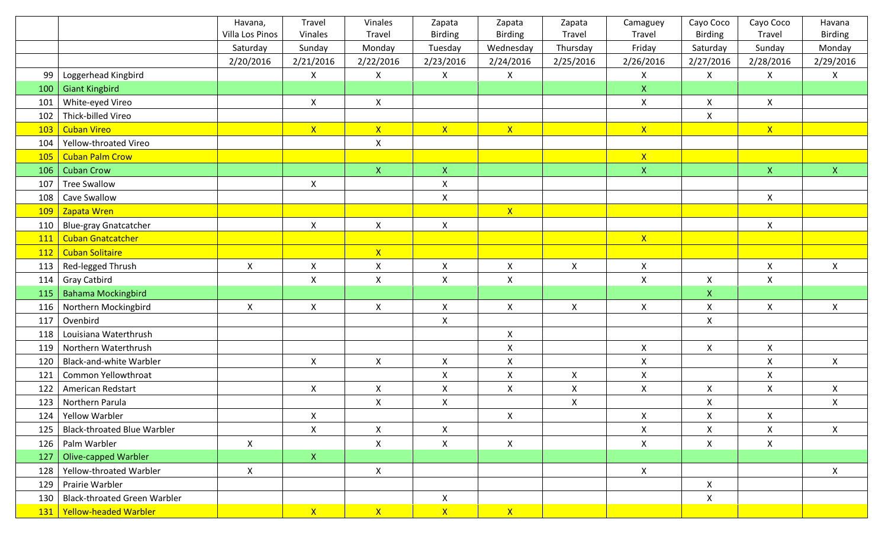| | | Havana, Villa Los Pinos | Travel Vinales | Vinales Travel | Zapata Birding | Zapata Birding | Zapata Travel | Camaguey Travel | Cayo Coco Birding | Cayo Coco Travel | Havana Birding |
|---|---|---|---|---|---|---|---|---|---|---|---|
| | | Saturday | Sunday | Monday | Tuesday | Wednesday | Thursday | Friday | Saturday | Sunday | Monday |
| | | 2/20/2016 | 2/21/2016 | 2/22/2016 | 2/23/2016 | 2/24/2016 | 2/25/2016 | 2/26/2016 | 2/27/2016 | 2/28/2016 | 2/29/2016 |
| 99 | Loggerhead Kingbird | | X | X | X | X | | X | X | X | X |
| 100 | Giant Kingbird | | | | | | | X | | | |
| 101 | White-eyed Vireo | | X | X | | | | X | X | X | |
| 102 | Thick-billed Vireo | | | | | | | | X | | |
| 103 | Cuban Vireo | | X | X | X | X | | X | | X | |
| 104 | Yellow-throated Vireo | | | X | | | | | | | |
| 105 | Cuban Palm Crow | | | | | | | X | | | |
| 106 | Cuban Crow | | | X | X | | | X | | X | X |
| 107 | Tree Swallow | | X | | X | | | | | | |
| 108 | Cave Swallow | | | | X | | | | | X | |
| 109 | Zapata Wren | | | | | X | | | | | |
| 110 | Blue-gray Gnatcatcher | | X | X | X | | | | | X | |
| 111 | Cuban Gnatcatcher | | | | | | | X | | | |
| 112 | Cuban Solitaire | | | X | | | | | | | |
| 113 | Red-legged Thrush | X | X | X | X | X | X | X | | X | X |
| 114 | Gray Catbird | | X | X | X | X | | X | X | X | |
| 115 | Bahama Mockingbird | | | | | | | | X | | |
| 116 | Northern Mockingbird | X | X | X | X | X | X | X | X | X | X |
| 117 | Ovenbird | | | | X | | | | X | | |
| 118 | Louisiana Waterthrush | | | | | X | | | | | |
| 119 | Northern Waterthrush | | | | | X | | X | X | X | |
| 120 | Black-and-white Warbler | | X | X | X | X | | X | | X | X |
| 121 | Common Yellowthroat | | | | X | X | X | X | | X | |
| 122 | American Redstart | | X | X | X | X | X | X | X | X | X |
| 123 | Northern Parula | | | X | X | | X | | X | | X |
| 124 | Yellow Warbler | | X | | | X | | X | X | X | |
| 125 | Black-throated Blue Warbler | | X | X | X | | | X | X | X | X |
| 126 | Palm Warbler | X | | X | X | X | | X | X | X | |
| 127 | Olive-capped Warbler | | X | | | | | | | | |
| 128 | Yellow-throated Warbler | X | | X | | | | X | | | X |
| 129 | Prairie Warbler | | | | | | | | X | | |
| 130 | Black-throated Green Warbler | | | | X | | | | X | | |
| 131 | Yellow-headed Warbler | | X | X | X | X | | | | | |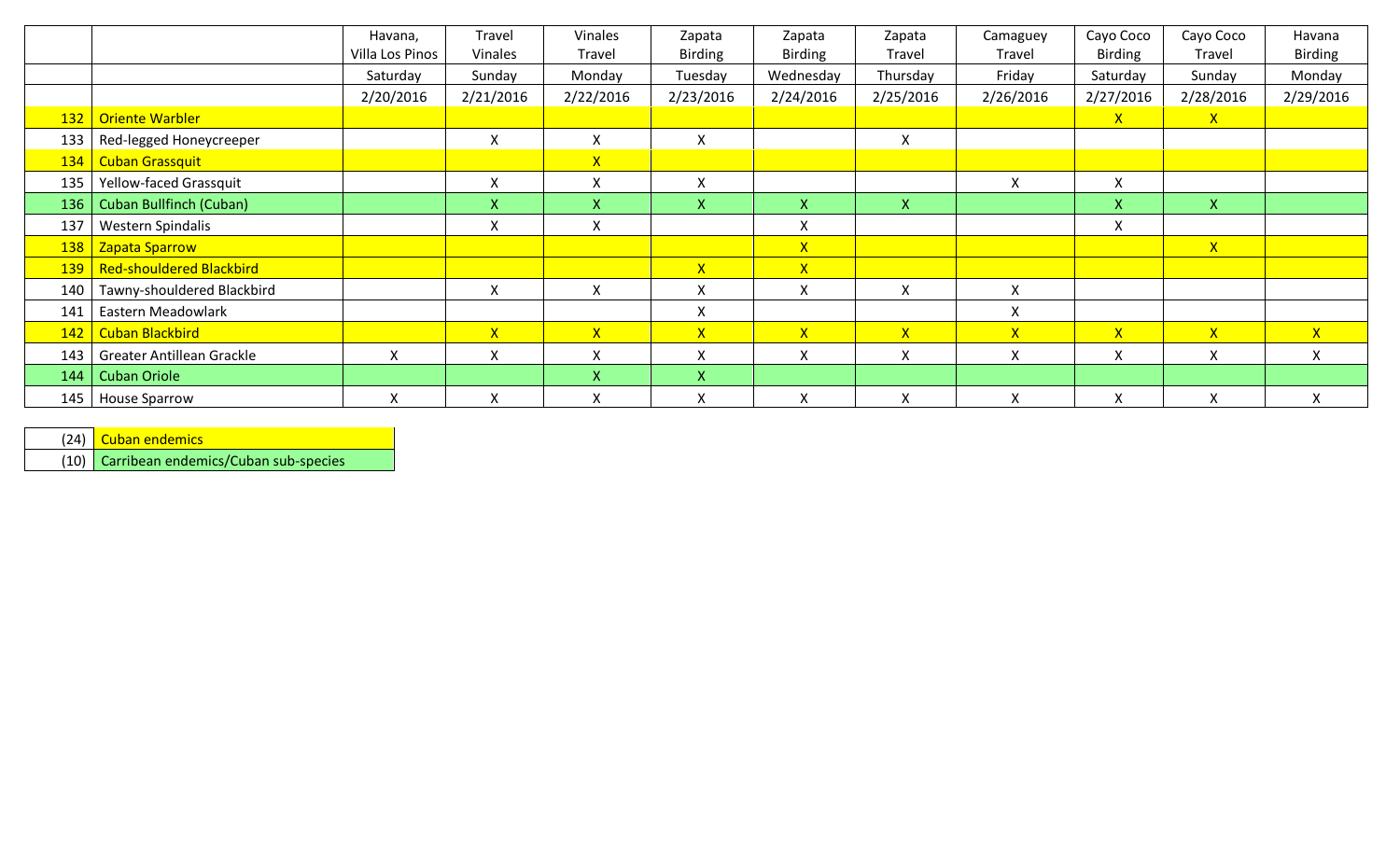| | | Havana, Villa Los Pinos | Travel Vinales | Vinales Travel | Zapata Birding | Zapata Birding | Zapata Travel | Camaguey Travel | Cayo Coco Birding | Cayo Coco Travel | Havana Birding |
|---|---|---|---|---|---|---|---|---|---|---|---|
| | | Saturday | Sunday | Monday | Tuesday | Wednesday | Thursday | Friday | Saturday | Sunday | Monday |
| | | 2/20/2016 | 2/21/2016 | 2/22/2016 | 2/23/2016 | 2/24/2016 | 2/25/2016 | 2/26/2016 | 2/27/2016 | 2/28/2016 | 2/29/2016 |
| 132 | Oriente Warbler | | | | | | | | X | X | |
| 133 | Red-legged Honeycreeper | | X | X | X | | X | | | | |
| 134 | Cuban Grassquit | | | X | | | | | | | |
| 135 | Yellow-faced Grassquit | | X | X | X | | | X | X | | |
| 136 | Cuban Bullfinch (Cuban) | | X | X | X | X | X | | X | X | |
| 137 | Western Spindalis | | X | X | | X | | | X | | |
| 138 | Zapata Sparrow | | | | | X | | | | X | |
| 139 | Red-shouldered Blackbird | | | | X | X | | | | | |
| 140 | Tawny-shouldered Blackbird | | X | X | X | X | X | X | | | |
| 141 | Eastern Meadowlark | | | | X | | | X | | | |
| 142 | Cuban Blackbird | | X | X | X | X | X | X | X | X | X |
| 143 | Greater Antillean Grackle | X | X | X | X | X | X | X | X | X | X |
| 144 | Cuban Oriole | | | X | X | | | | | | |
| 145 | House Sparrow | X | X | X | X | X | X | X | X | X | X |

| | |
|---|---|
| (24) | Cuban endemics |
| (10) | Carribean endemics/Cuban sub-species |